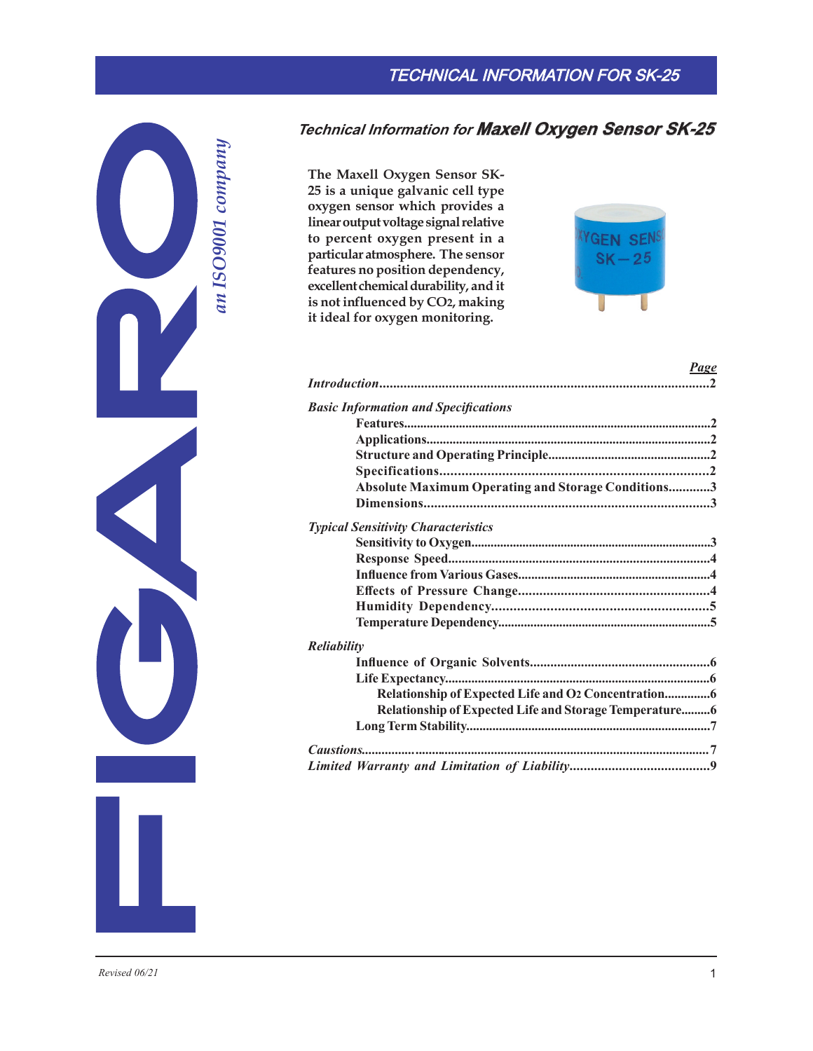# Technical Information for **Maxell Oxygen Sensor SK-25**

**The Maxell Oxygen Sensor SK-25 is a unique galvanic cell type oxygen sensor which provides a linear output voltage signal relative to percent oxygen present in a particular atmosphere. The sensor features no position dependency, excellent chemical durability, and it is not influenced by $CO_2$, making it ideal for oxygen monitoring.**

| | ***Page*** |
|---|---|
| ***Introduction*** | **2** |
| ***Basic Information and Specifications*** | |
| **Features** | **2** |
| **Applications** | **2** |
| **Structure and Operating Principle** | **2** |
| **Specifications** | **2** |
| **Absolute Maximum Operating and Storage Conditions** | **3** |
| **Dimensions** | **3** |
| ***Typical Sensitivity Characteristics*** | |
| **Sensitivity to Oxygen** | **3** |
| **Response Speed** | **4** |
| **Influence from Various Gases** | **4** |
| **Effects of Pressure Change** | **4** |
| **Humidity Dependency** | **5** |
| **Temperature Dependency** | **5** |
| ***Reliability*** | |
| **Influence of Organic Solvents** | **6** |
| **Life Expectancy** | **6** |
| **Relationship of Expected Life and $O_2$ Concentration** | **6** |
| **Relationship of Expected Life and Storage Temperature** | **6** |
| **Long Term Stability** | **7** |
| ***Caustions*** | **7** |
| ***Limited Warranty and Limitation of Liability*** | **9** |

*Revised 06/21*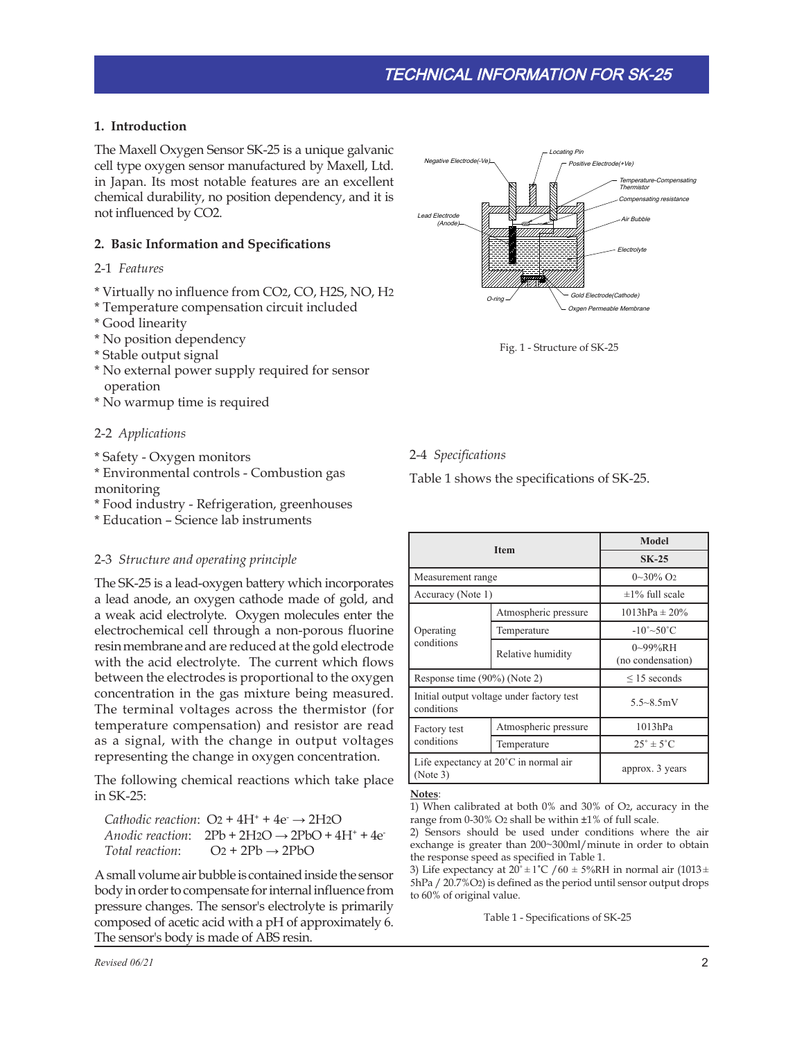## 1. Introduction

The Maxell Oxygen Sensor SK-25 is a unique galvanic cell type oxygen sensor manufactured by Maxell, Ltd. in Japan. Its most notable features are an excellent chemical durability, no position dependency, and it is not influenced by $CO_2$.

## 2. Basic Information and Specifications

### 2-1 *Features*

* Virtually no influence from $CO_2$, CO, $H_2S$, NO, $H_2$
* Temperature compensation circuit included
* Good linearity
* No position dependency
* Stable output signal
* No external power supply required for sensor operation
* No warmup time is required

### 2-2 *Applications*

* Safety - Oxygen monitors
* Environmental controls - Combustion gas monitoring
* Food industry - Refrigeration, greenhouses
* Education – Science lab instruments

### 2-3 *Structure and operating principle*

The SK-25 is a lead-oxygen battery which incorporates a lead anode, an oxygen cathode made of gold, and a weak acid electrolyte. Oxygen molecules enter the electrochemical cell through a non-porous fluorine resin membrane and are reduced at the gold electrode with the acid electrolyte. The current which flows between the electrodes is proportional to the oxygen concentration in the gas mixture being measured. The terminal voltages across the thermistor (for temperature compensation) and resistor are read as a signal, with the change in output voltages representing the change in oxygen concentration.

The following chemical reactions which take place in SK-25:

*Cathodic reaction*: $O_2 + 4H^+ + 4e^- \rightarrow 2H_2O$
*Anodic reaction*: $2Pb + 2H_2O \rightarrow 2PbO + 4H^+ + 4e^-$
*Total reaction*: $O_2 + 2Pb \rightarrow 2PbO$

A small volume air bubble is contained inside the sensor body in order to compensate for internal influence from pressure changes. The sensor's electrolyte is primarily composed of acetic acid with a pH of approximately 6. The sensor's body is made of ABS resin.

Negative Electrode(-Ve) · Locating Pin · Positive Electrode(+Ve) · Temperature-Compensating Thermistor · Compensating resistance · Lead Electrode (Anode) · Air Bubble · Electrolyte · O-ring · Gold Electrode(Cathode) · Oxgen Permeable Membrane

Fig. 1 - Structure of SK-25

### 2-4 *Specifications*

Table 1 shows the specifications of SK-25.

| Item | | Model SK-25 |
|---|---|---|
| Measurement range | | 0~30% $O_2$ |
| Accuracy (Note 1) | | ±1% full scale |
| Operating conditions | Atmospheric pressure | 1013hPa ± 20% |
| | Temperature | -10°~50°C |
| | Relative humidity | 0~99%RH (no condensation) |
| Response time (90%) (Note 2) | | ≤ 15 seconds |
| Initial output voltage under factory test conditions | | 5.5~8.5mV |
| Factory test conditions | Atmospheric pressure | 1013hPa |
| | Temperature | 25° ± 5°C |
| Life expectancy at 20°C in normal air (Note 3) | | approx. 3 years |

**Notes**:
1) When calibrated at both 0% and 30% of $O_2$, accuracy in the range from 0-30% $O_2$ shall be within ±1% of full scale.
2) Sensors should be used under conditions where the air exchange is greater than 200~300ml/minute in order to obtain the response speed as specified in Table 1.
3) Life expectancy at 20° ± 1°C / 60 ± 5%RH in normal air (1013 ± 5hPa / 20.7%$O_2$) is defined as the period until sensor output drops to 60% of original value.

Table 1 - Specifications of SK-25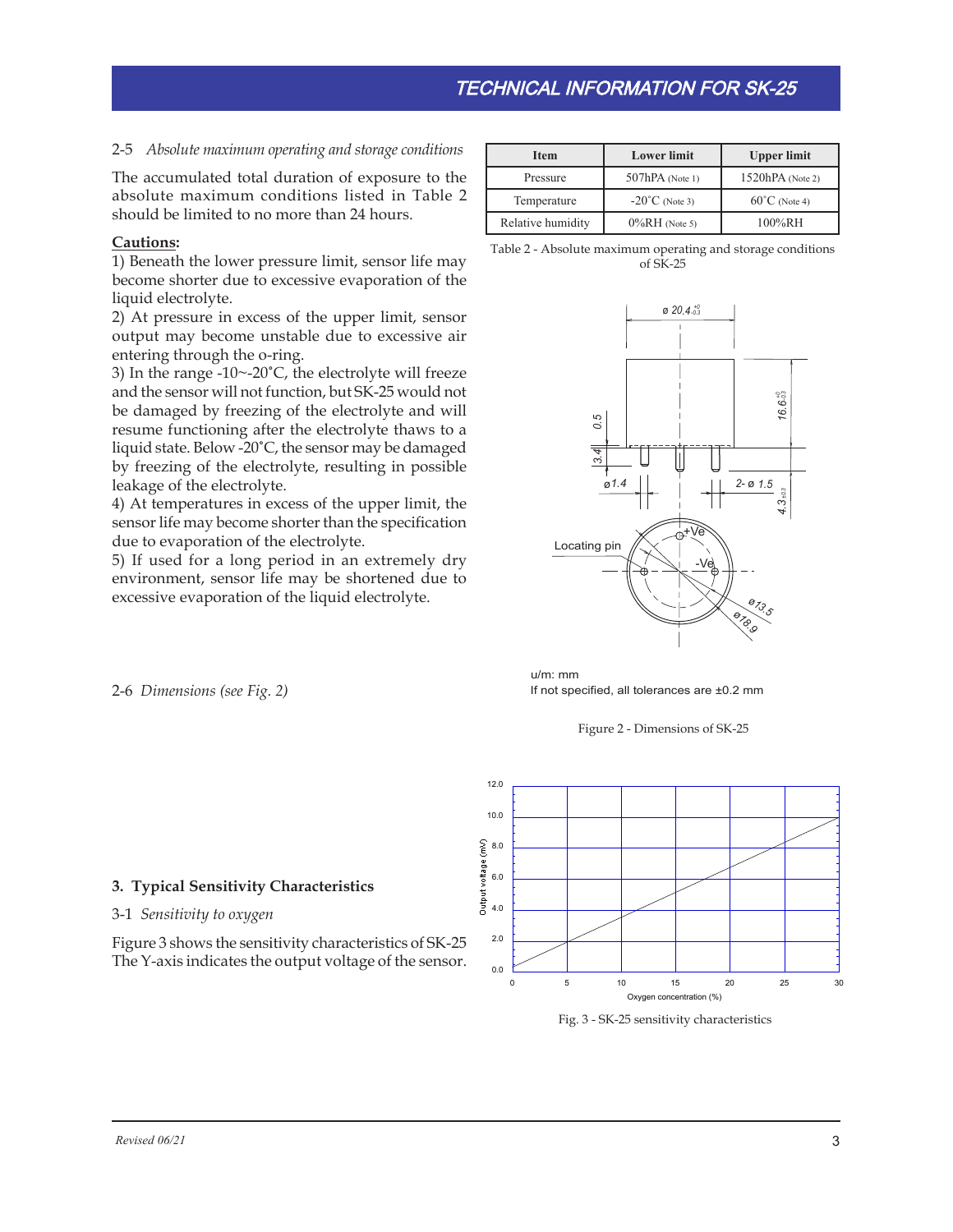2-5 *Absolute maximum operating and storage conditions*

The accumulated total duration of exposure to the absolute maximum conditions listed in Table 2 should be limited to no more than 24 hours.

**Cautions:**

1) Beneath the lower pressure limit, sensor life may become shorter due to excessive evaporation of the liquid electrolyte.

2) At pressure in excess of the upper limit, sensor output may become unstable due to excessive air entering through the o-ring.

3) In the range -10~-20˚C, the electrolyte will freeze and the sensor will not function, but SK-25 would not be damaged by freezing of the electrolyte and will resume functioning after the electrolyte thaws to a liquid state. Below -20˚C, the sensor may be damaged by freezing of the electrolyte, resulting in possible leakage of the electrolyte.

4) At temperatures in excess of the upper limit, the sensor life may become shorter than the specification due to evaporation of the electrolyte.

5) If used for a long period in an extremely dry environment, sensor life may be shortened due to excessive evaporation of the liquid electrolyte.

| Item | Lower limit | Upper limit |
|---|---|---|
| Pressure | 507hPA (Note 1) | 1520hPA (Note 2) |
| Temperature | -20˚C (Note 3) | 60˚C (Note 4) |
| Relative humidity | 0%RH (Note 5) | 100%RH |

Table 2 - Absolute maximum operating and storage conditions of SK-25

2-6 *Dimensions (see Fig. 2)*

u/m: mm
If not specified, all tolerances are ±0.2 mm

Figure 2 - Dimensions of SK-25

## 3. Typical Sensitivity Characteristics

3-1 *Sensitivity to oxygen*

Figure 3 shows the sensitivity characteristics of SK-25 The Y-axis indicates the output voltage of the sensor.

Fig. 3 - SK-25 sensitivity characteristics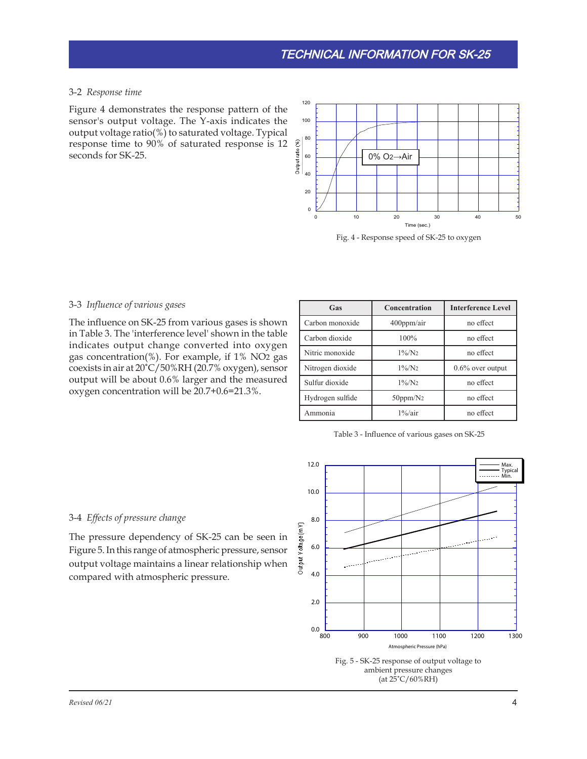### 3-2 *Response time*

Figure 4 demonstrates the response pattern of the sensor's output voltage. The Y-axis indicates the output voltage ratio(%) to saturated voltage. Typical response time to 90% of saturated response is 12 seconds for SK-25.

Fig. 4 - Response speed of SK-25 to oxygen

### 3-3 *Influence of various gases*

The influence on SK-25 from various gases is shown in Table 3. The 'interference level' shown in the table indicates output change converted into oxygen gas concentration(%). For example, if 1% $NO_2$ gas coexists in air at 20˚C/50%RH (20.7% oxygen), sensor output will be about 0.6% larger and the measured oxygen concentration will be 20.7+0.6=21.3%.

| Gas | Concentration | Interference Level |
|---|---|---|
| Carbon monoxide | 400ppm/air | no effect |
| Carbon dioxide | 100% | no effect |
| Nitric monoxide | 1%/$N_2$ | no effect |
| Nitrogen dioxide | 1%/$N_2$ | 0.6% over output |
| Sulfur dioxide | 1%/$N_2$ | no effect |
| Hydrogen sulfide | 50ppm/$N_2$ | no effect |
| Ammonia | 1%/air | no effect |

Table 3 - Influence of various gases on SK-25

### 3-4 *Effects of pressure change*

The pressure dependency of SK-25 can be seen in Figure 5. In this range of atmospheric pressure, sensor output voltage maintains a linear relationship when compared with atmospheric pressure.

Fig. 5 - SK-25 response of output voltage to ambient pressure changes (at 25˚C/60%RH)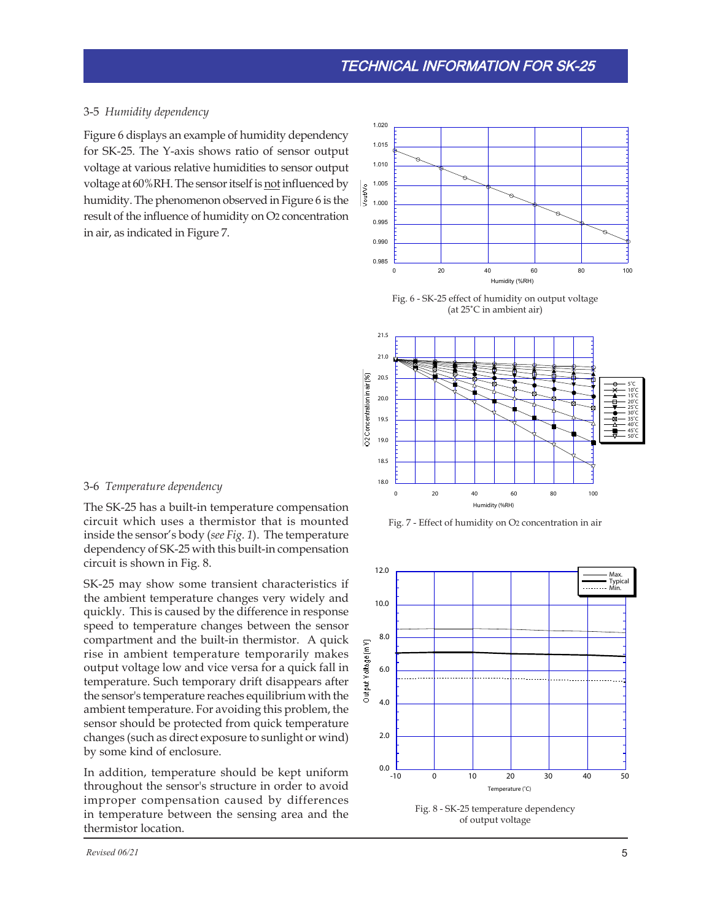## 3-5 *Humidity dependency*

Figure 6 displays an example of humidity dependency for SK-25. The Y-axis shows ratio of sensor output voltage at various relative humidities to sensor output voltage at 60%RH. The sensor itself is not influenced by humidity. The phenomenon observed in Figure 6 is the result of the influence of humidity on $O_2$ concentration in air, as indicated in Figure 7.

Fig. 6 - SK-25 effect of humidity on output voltage (at 25˚C in ambient air)

Fig. 7 - Effect of humidity on $O_2$ concentration in air

## 3-6 *Temperature dependency*

The SK-25 has a built-in temperature compensation circuit which uses a thermistor that is mounted inside the sensor's body (*see Fig. 1*). The temperature dependency of SK-25 with this built-in compensation circuit is shown in Fig. 8.

SK-25 may show some transient characteristics if the ambient temperature changes very widely and quickly. This is caused by the difference in response speed to temperature changes between the sensor compartment and the built-in thermistor. A quick rise in ambient temperature temporarily makes output voltage low and vice versa for a quick fall in temperature. Such temporary drift disappears after the sensor's temperature reaches equilibrium with the ambient temperature. For avoiding this problem, the sensor should be protected from quick temperature changes (such as direct exposure to sunlight or wind) by some kind of enclosure.

In addition, temperature should be kept uniform throughout the sensor's structure in order to avoid improper compensation caused by differences in temperature between the sensing area and the thermistor location.

Fig. 8 - SK-25 temperature dependency of output voltage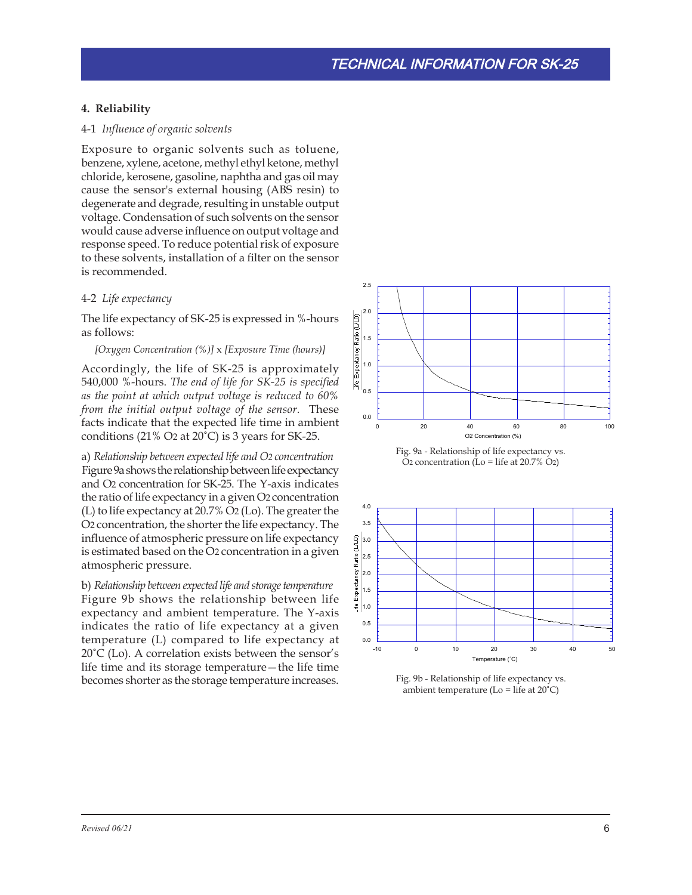## 4. Reliability

4-1 *Influence of organic solvents*

Exposure to organic solvents such as toluene, benzene, xylene, acetone, methyl ethyl ketone, methyl chloride, kerosene, gasoline, naphtha and gas oil may cause the sensor's external housing (ABS resin) to degenerate and degrade, resulting in unstable output voltage. Condensation of such solvents on the sensor would cause adverse influence on output voltage and response speed. To reduce potential risk of exposure to these solvents, installation of a filter on the sensor is recommended.

4-2 *Life expectancy*

The life expectancy of SK-25 is expressed in %-hours as follows:

*[Oxygen Concentration (%)]* x *[Exposure Time (hours)]*

Accordingly, the life of SK-25 is approximately 540,000 %-hours. *The end of life for SK-25 is specified as the point at which output voltage is reduced to 60% from the initial output voltage of the sensor.* These facts indicate that the expected life time in ambient conditions (21% $O_2$ at 20˚C) is 3 years for SK-25.

a) *Relationship between expected life and $O_2$ concentration*
Figure 9a shows the relationship between life expectancy and $O_2$ concentration for SK-25. The Y-axis indicates the ratio of life expectancy in a given $O_2$ concentration (L) to life expectancy at 20.7% $O_2$ (Lo). The greater the $O_2$ concentration, the shorter the life expectancy. The influence of atmospheric pressure on life expectancy is estimated based on the $O_2$ concentration in a given atmospheric pressure.

b) *Relationship between expected life and storage temperature*
Figure 9b shows the relationship between life expectancy and ambient temperature. The Y-axis indicates the ratio of life expectancy at a given temperature (L) compared to life expectancy at 20˚C (Lo). A correlation exists between the sensor's life time and its storage temperature—the life time becomes shorter as the storage temperature increases.

Fig. 9a - Relationship of life expectancy vs. $O_2$ concentration (Lo = life at 20.7% $O_2$)

Fig. 9b - Relationship of life expectancy vs. ambient temperature (Lo = life at 20˚C)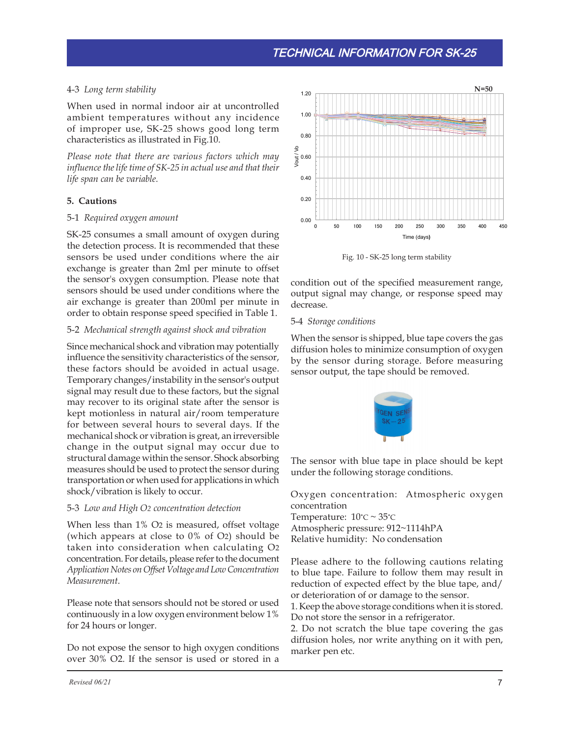4-3 *Long term stability*

When used in normal indoor air at uncontrolled ambient temperatures without any incidence of improper use, SK-25 shows good long term characteristics as illustrated in Fig.10.

*Please note that there are various factors which may influence the life time of SK-25 in actual use and that their life span can be variable.*

Fig. 10 - SK-25 long term stability

## 5. Cautions

5-1 *Required oxygen amount*

SK-25 consumes a small amount of oxygen during the detection process. It is recommended that these sensors be used under conditions where the air exchange is greater than 2ml per minute to offset the sensor's oxygen consumption. Please note that sensors should be used under conditions where the air exchange is greater than 200ml per minute in order to obtain response speed specified in Table 1.

5-2 *Mechanical strength against shock and vibration*

Since mechanical shock and vibration may potentially influence the sensitivity characteristics of the sensor, these factors should be avoided in actual usage. Temporary changes/instability in the sensor's output signal may result due to these factors, but the signal may recover to its original state after the sensor is kept motionless in natural air/room temperature for between several hours to several days. If the mechanical shock or vibration is great, an irreversible change in the output signal may occur due to structural damage within the sensor. Shock absorbing measures should be used to protect the sensor during transportation or when used for applications in which shock/vibration is likely to occur.

5-3 *Low and High $O_2$ concentration detection*

When less than 1% $O_2$ is measured, offset voltage (which appears at close to 0% of $O_2$) should be taken into consideration when calculating $O_2$ concentration. For details, please refer to the document *Application Notes on Offset Voltage and Low Concentration Measurement*.

Please note that sensors should not be stored or used continuously in a low oxygen environment below 1% for 24 hours or longer.

Do not expose the sensor to high oxygen conditions over 30% O2. If the sensor is used or stored in a condition out of the specified measurement range, output signal may change, or response speed may decrease.

5-4 *Storage conditions*

When the sensor is shipped, blue tape covers the gas diffusion holes to minimize consumption of oxygen by the sensor during storage. Before measuring sensor output, the tape should be removed.

The sensor with blue tape in place should be kept under the following storage conditions.

Oxygen concentration: Atmospheric oxygen concentration
Temperature: 10°C ~ 35°C
Atmospheric pressure: 912~1114hPA
Relative humidity: No condensation

Please adhere to the following cautions relating to blue tape. Failure to follow them may result in reduction of expected effect by the blue tape, and/or deterioration of or damage to the sensor.

1. Keep the above storage conditions when it is stored. Do not store the sensor in a refrigerator.
2. Do not scratch the blue tape covering the gas diffusion holes, nor write anything on it with pen, marker pen etc.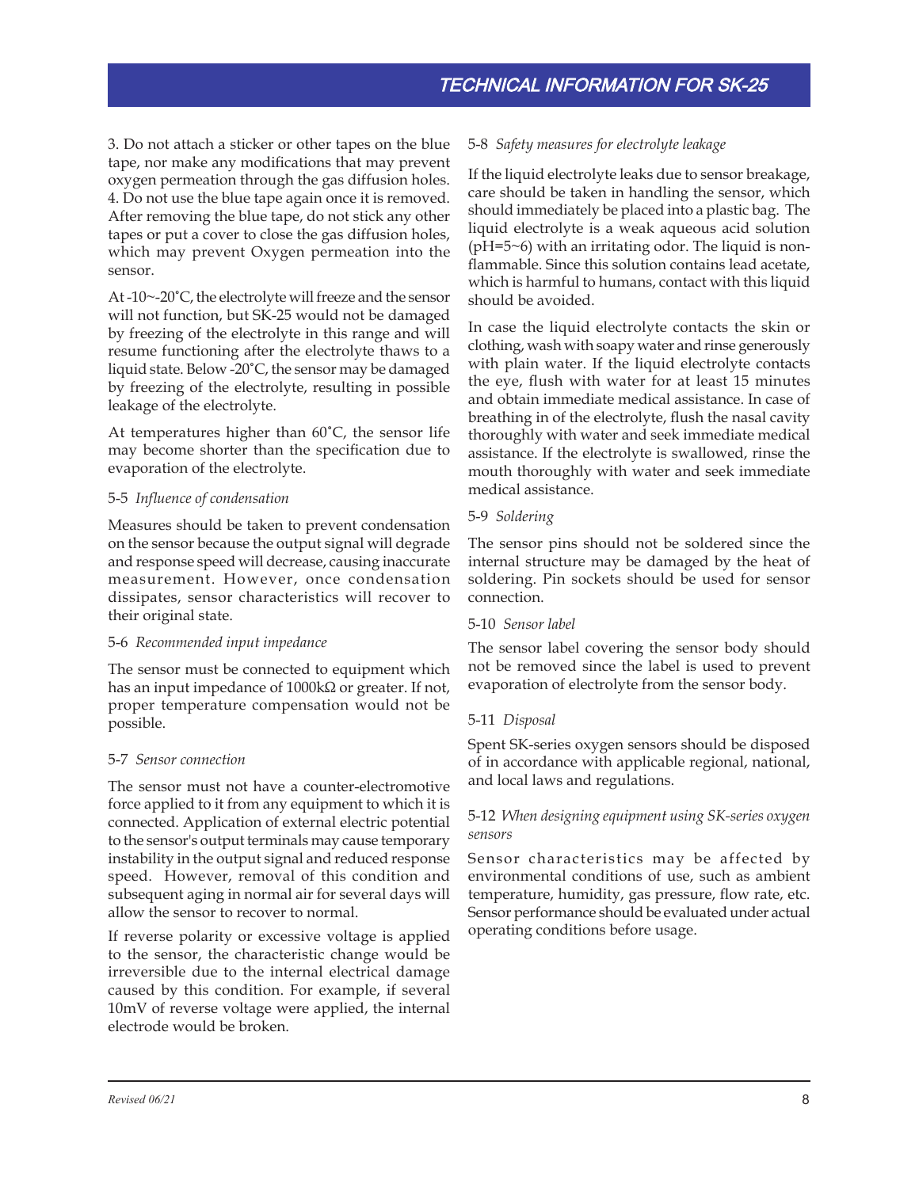3. Do not attach a sticker or other tapes on the blue tape, nor make any modifications that may prevent oxygen permeation through the gas diffusion holes.
4. Do not use the blue tape again once it is removed. After removing the blue tape, do not stick any other tapes or put a cover to close the gas diffusion holes, which may prevent Oxygen permeation into the sensor.

At -10~-20˚C, the electrolyte will freeze and the sensor will not function, but SK-25 would not be damaged by freezing of the electrolyte in this range and will resume functioning after the electrolyte thaws to a liquid state. Below -20˚C, the sensor may be damaged by freezing of the electrolyte, resulting in possible leakage of the electrolyte.

At temperatures higher than 60˚C, the sensor life may become shorter than the specification due to evaporation of the electrolyte.

### 5-5 *Influence of condensation*

Measures should be taken to prevent condensation on the sensor because the output signal will degrade and response speed will decrease, causing inaccurate measurement. However, once condensation dissipates, sensor characteristics will recover to their original state.

### 5-6 *Recommended input impedance*

The sensor must be connected to equipment which has an input impedance of 1000kΩ or greater. If not, proper temperature compensation would not be possible.

### 5-7 *Sensor connection*

The sensor must not have a counter-electromotive force applied to it from any equipment to which it is connected. Application of external electric potential to the sensor's output terminals may cause temporary instability in the output signal and reduced response speed. However, removal of this condition and subsequent aging in normal air for several days will allow the sensor to recover to normal.

If reverse polarity or excessive voltage is applied to the sensor, the characteristic change would be irreversible due to the internal electrical damage caused by this condition. For example, if several 10mV of reverse voltage were applied, the internal electrode would be broken.

### 5-8 *Safety measures for electrolyte leakage*

If the liquid electrolyte leaks due to sensor breakage, care should be taken in handling the sensor, which should immediately be placed into a plastic bag. The liquid electrolyte is a weak aqueous acid solution (pH=5~6) with an irritating odor. The liquid is non-flammable. Since this solution contains lead acetate, which is harmful to humans, contact with this liquid should be avoided.

In case the liquid electrolyte contacts the skin or clothing, wash with soapy water and rinse generously with plain water. If the liquid electrolyte contacts the eye, flush with water for at least 15 minutes and obtain immediate medical assistance. In case of breathing in of the electrolyte, flush the nasal cavity thoroughly with water and seek immediate medical assistance. If the electrolyte is swallowed, rinse the mouth thoroughly with water and seek immediate medical assistance.

### 5-9 *Soldering*

The sensor pins should not be soldered since the internal structure may be damaged by the heat of soldering. Pin sockets should be used for sensor connection.

### 5-10 *Sensor label*

The sensor label covering the sensor body should not be removed since the label is used to prevent evaporation of electrolyte from the sensor body.

### 5-11 *Disposal*

Spent SK-series oxygen sensors should be disposed of in accordance with applicable regional, national, and local laws and regulations.

### 5-12 *When designing equipment using SK-series oxygen sensors*

Sensor characteristics may be affected by environmental conditions of use, such as ambient temperature, humidity, gas pressure, flow rate, etc. Sensor performance should be evaluated under actual operating conditions before usage.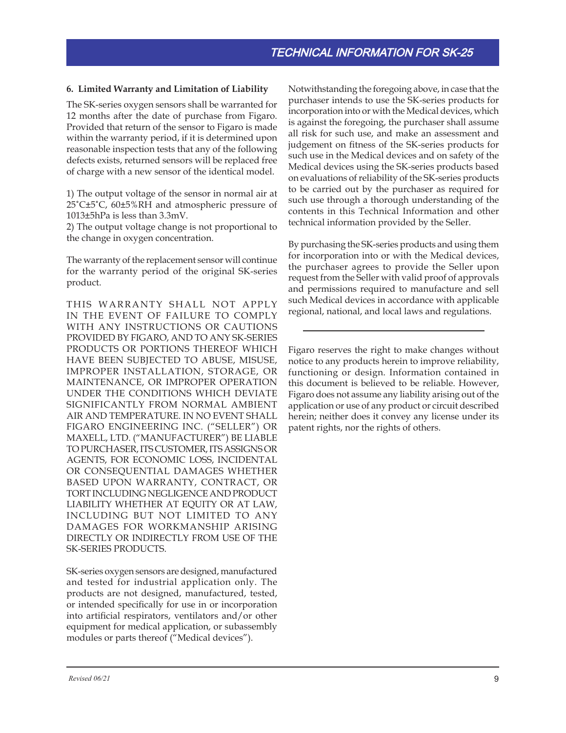## 6. Limited Warranty and Limitation of Liability

The SK-series oxygen sensors shall be warranted for 12 months after the date of purchase from Figaro. Provided that return of the sensor to Figaro is made within the warranty period, if it is determined upon reasonable inspection tests that any of the following defects exists, returned sensors will be replaced free of charge with a new sensor of the identical model.

1) The output voltage of the sensor in normal air at 25˚C±5˚C, 60±5%RH and atmospheric pressure of 1013±5hPa is less than 3.3mV.
2) The output voltage change is not proportional to the change in oxygen concentration.

The warranty of the replacement sensor will continue for the warranty period of the original SK-series product.

THIS WARRANTY SHALL NOT APPLY IN THE EVENT OF FAILURE TO COMPLY WITH ANY INSTRUCTIONS OR CAUTIONS PROVIDED BY FIGARO, AND TO ANY SK-SERIES PRODUCTS OR PORTIONS THEREOF WHICH HAVE BEEN SUBJECTED TO ABUSE, MISUSE, IMPROPER INSTALLATION, STORAGE, OR MAINTENANCE, OR IMPROPER OPERATION UNDER THE CONDITIONS WHICH DEVIATE SIGNIFICANTLY FROM NORMAL AMBIENT AIR AND TEMPERATURE. IN NO EVENT SHALL FIGARO ENGINEERING INC. ("SELLER") OR MAXELL, LTD. ("MANUFACTURER") BE LIABLE TO PURCHASER, ITS CUSTOMER, ITS ASSIGNS OR AGENTS, FOR ECONOMIC LOSS, INCIDENTAL OR CONSEQUENTIAL DAMAGES WHETHER BASED UPON WARRANTY, CONTRACT, OR TORT INCLUDING NEGLIGENCE AND PRODUCT LIABILITY WHETHER AT EQUITY OR AT LAW, INCLUDING BUT NOT LIMITED TO ANY DAMAGES FOR WORKMANSHIP ARISING DIRECTLY OR INDIRECTLY FROM USE OF THE SK-SERIES PRODUCTS.

SK-series oxygen sensors are designed, manufactured and tested for industrial application only. The products are not designed, manufactured, tested, or intended specifically for use in or incorporation into artificial respirators, ventilators and/or other equipment for medical application, or subassembly modules or parts thereof ("Medical devices").

Notwithstanding the foregoing above, in case that the purchaser intends to use the SK-series products for incorporation into or with the Medical devices, which is against the foregoing, the purchaser shall assume all risk for such use, and make an assessment and judgement on fitness of the SK-series products for such use in the Medical devices and on safety of the Medical devices using the SK-series products based on evaluations of reliability of the SK-series products to be carried out by the purchaser as required for such use through a thorough understanding of the contents in this Technical Information and other technical information provided by the Seller.

By purchasing the SK-series products and using them for incorporation into or with the Medical devices, the purchaser agrees to provide the Seller upon request from the Seller with valid proof of approvals and permissions required to manufacture and sell such Medical devices in accordance with applicable regional, national, and local laws and regulations.

---

Figaro reserves the right to make changes without notice to any products herein to improve reliability, functioning or design. Information contained in this document is believed to be reliable. However, Figaro does not assume any liability arising out of the application or use of any product or circuit described herein; neither does it convey any license under its patent rights, nor the rights of others.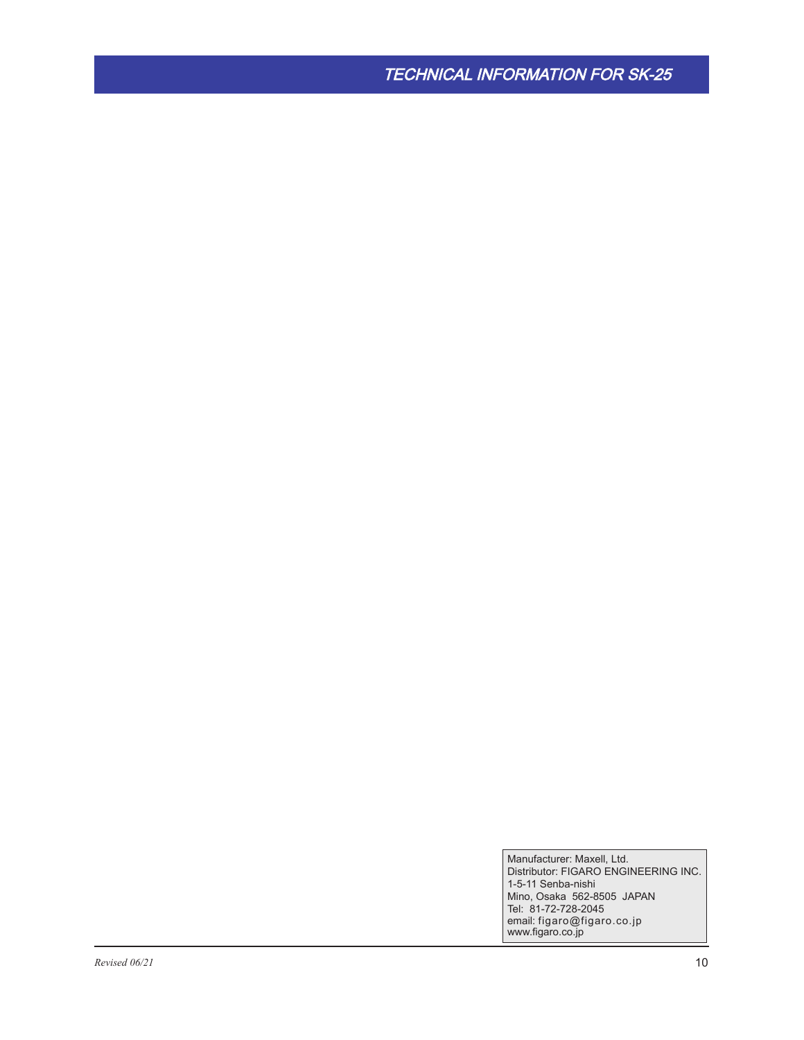Manufacturer: Maxell, Ltd.
Distributor: FIGARO ENGINEERING INC.
1-5-11 Senba-nishi
Mino, Osaka 562-8505 JAPAN
Tel: 81-72-728-2045
email: figaro@figaro.co.jp
www.figaro.co.jp